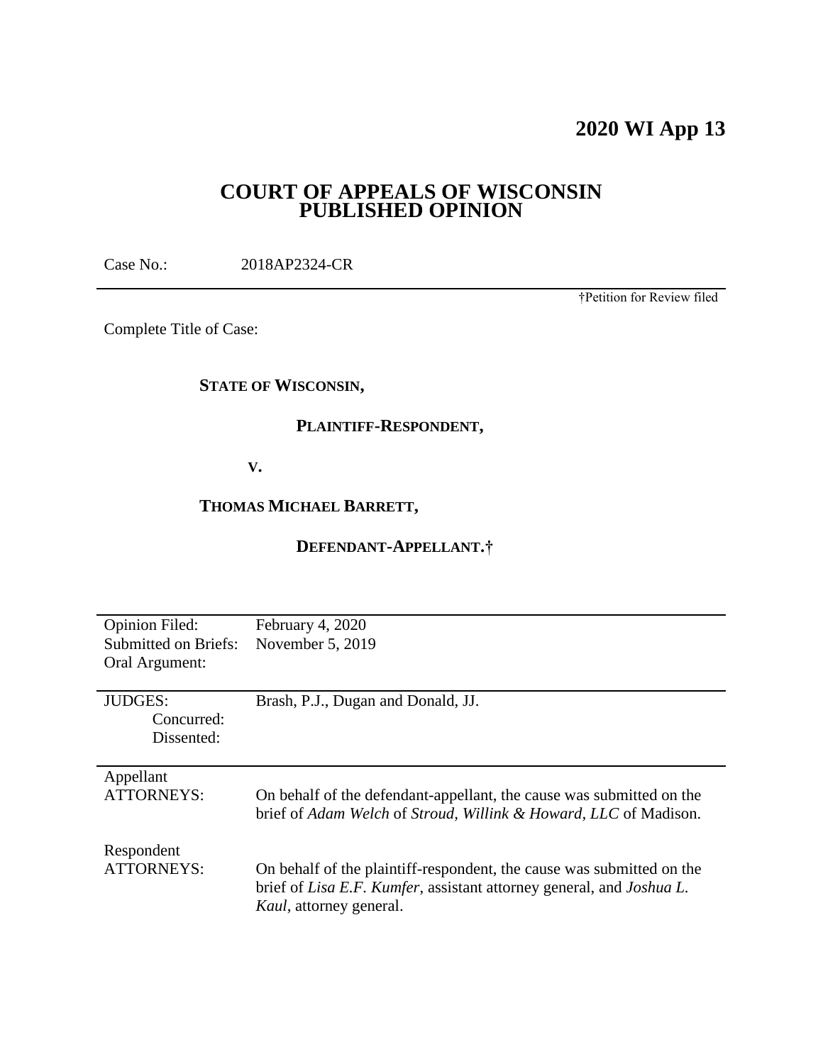# 2020 WI App 13

## COURT OF APPEALS OF WISCONSIN PUBLISHED OPINION

Case No.: 2018AP2324-CR

†Petition for Review filed

Complete Title of Case:

**STATE OF WISCONSIN,**

**PLAINTIFF-RESPONDENT,**

**V.**

**THOMAS MICHAEL BARRETT,**

**DEFENDANT-APPELLANT.†**

| | |
|---|---|
| Opinion Filed: | February 4, 2020 |
| Submitted on Briefs: | November 5, 2019 |
| Oral Argument: | |
| JUDGES: | Brash, P.J., Dugan and Donald, JJ. |
| Concurred: | |
| Dissented: | |
| Appellant ATTORNEYS: | On behalf of the defendant-appellant, the cause was submitted on the brief of *Adam Welch* of *Stroud, Willink & Howard, LLC* of Madison. |
| Respondent ATTORNEYS: | On behalf of the plaintiff-respondent, the cause was submitted on the brief of *Lisa E.F. Kumfer*, assistant attorney general, and *Joshua L. Kaul*, attorney general. |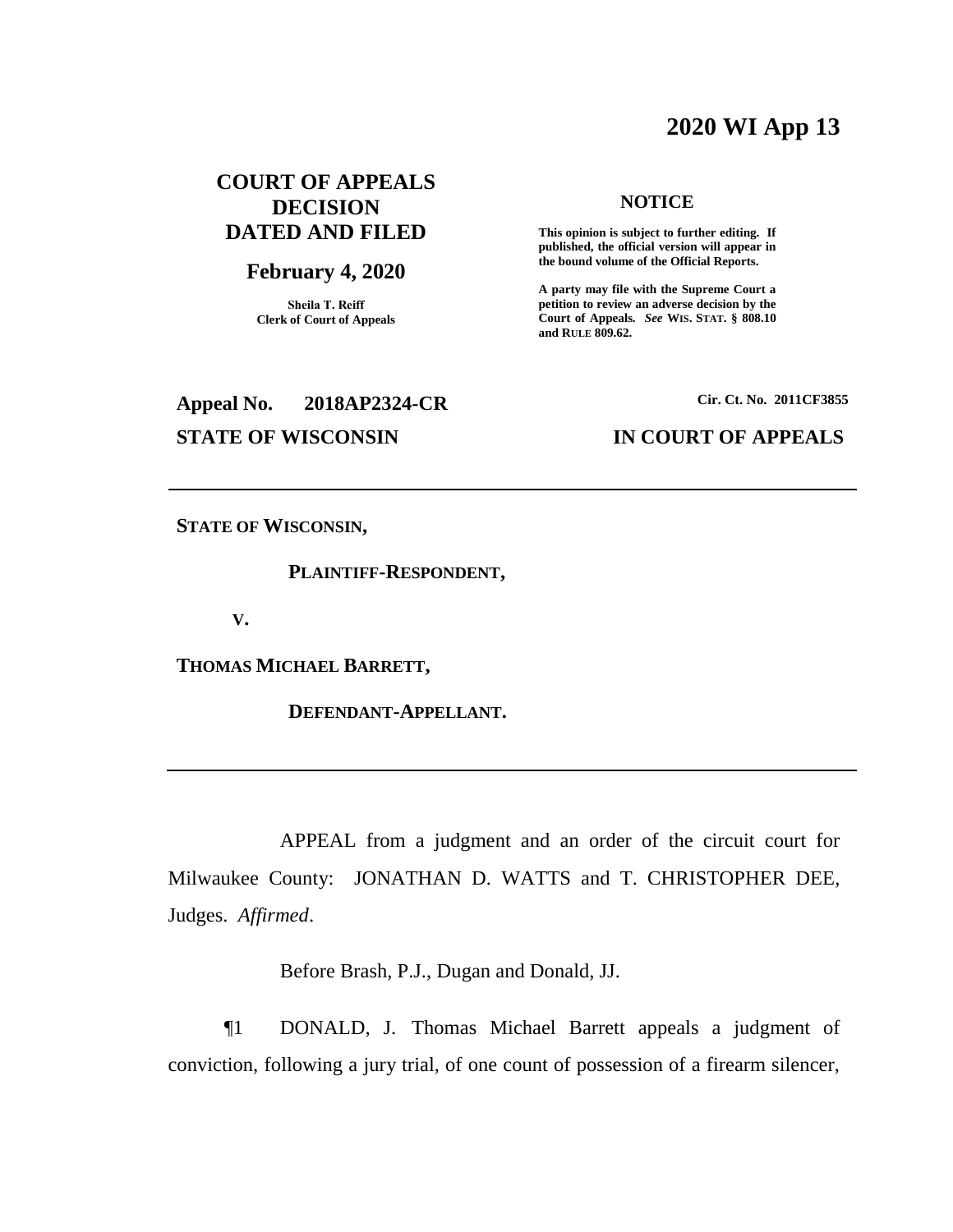# 2020 WI App 13

**COURT OF APPEALS DECISION DATED AND FILED**

**February 4, 2020**

Sheila T. Reiff
Clerk of Court of Appeals

**NOTICE**

**This opinion is subject to further editing. If published, the official version will appear in the bound volume of the Official Reports.**

**A party may file with the Supreme Court a petition to review an adverse decision by the Court of Appeals.** ***See*** **WIS. STAT. § 808.10 and RULE 809.62.**

**Appeal No. 2018AP2324-CR**

**Cir. Ct. No. 2011CF3855**

**STATE OF WISCONSIN**

**IN COURT OF APPEALS**

---

**STATE OF WISCONSIN,**

**PLAINTIFF-RESPONDENT,**

**V.**

**THOMAS MICHAEL BARRETT,**

**DEFENDANT-APPELLANT.**

---

APPEAL from a judgment and an order of the circuit court for Milwaukee County: JONATHAN D. WATTS and T. CHRISTOPHER DEE, Judges. *Affirmed*.

Before Brash, P.J., Dugan and Donald, JJ.

¶1 DONALD, J. Thomas Michael Barrett appeals a judgment of conviction, following a jury trial, of one count of possession of a firearm silencer,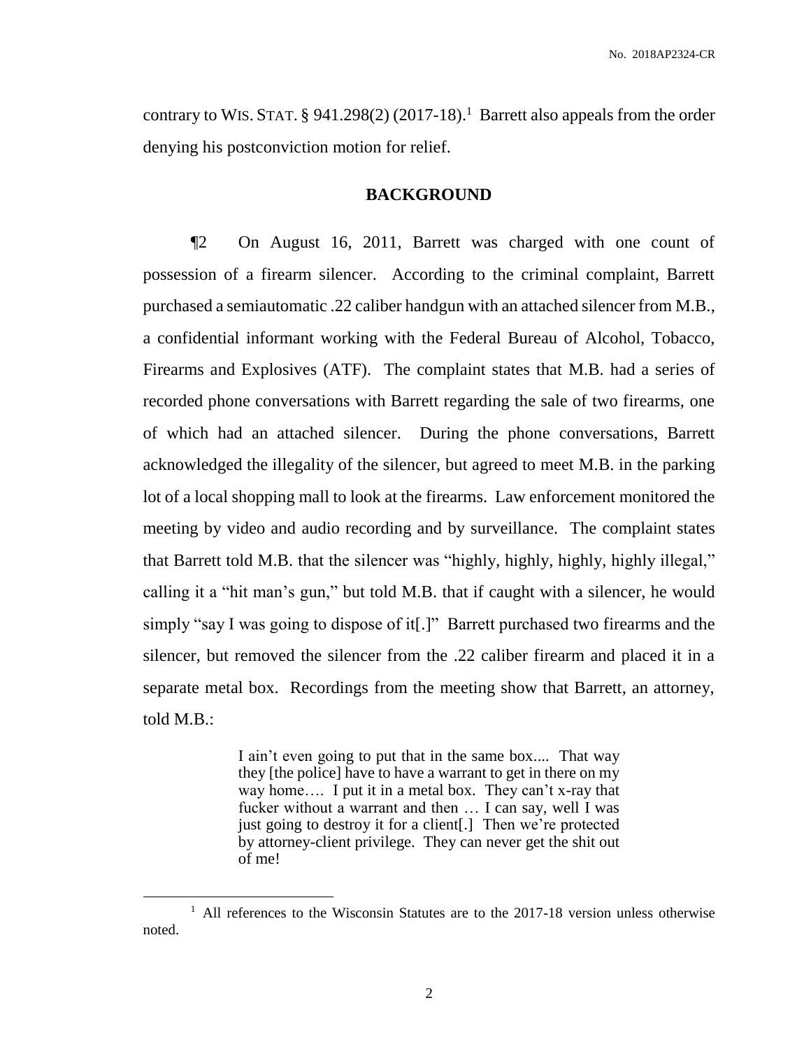contrary to WIS. STAT. § 941.298(2) (2017-18).[1] Barrett also appeals from the order denying his postconviction motion for relief.

## BACKGROUND

¶2 On August 16, 2011, Barrett was charged with one count of possession of a firearm silencer. According to the criminal complaint, Barrett purchased a semiautomatic .22 caliber handgun with an attached silencer from M.B., a confidential informant working with the Federal Bureau of Alcohol, Tobacco, Firearms and Explosives (ATF). The complaint states that M.B. had a series of recorded phone conversations with Barrett regarding the sale of two firearms, one of which had an attached silencer. During the phone conversations, Barrett acknowledged the illegality of the silencer, but agreed to meet M.B. in the parking lot of a local shopping mall to look at the firearms. Law enforcement monitored the meeting by video and audio recording and by surveillance. The complaint states that Barrett told M.B. that the silencer was "highly, highly, highly, highly illegal," calling it a "hit man's gun," but told M.B. that if caught with a silencer, he would simply "say I was going to dispose of it[.]" Barrett purchased two firearms and the silencer, but removed the silencer from the .22 caliber firearm and placed it in a separate metal box. Recordings from the meeting show that Barrett, an attorney, told M.B.:

> I ain't even going to put that in the same box.... That way they [the police] have to have a warrant to get in there on my way home…. I put it in a metal box. They can't x-ray that fucker without a warrant and then … I can say, well I was just going to destroy it for a client[.] Then we're protected by attorney-client privilege. They can never get the shit out of me!

[1] All references to the Wisconsin Statutes are to the 2017-18 version unless otherwise noted.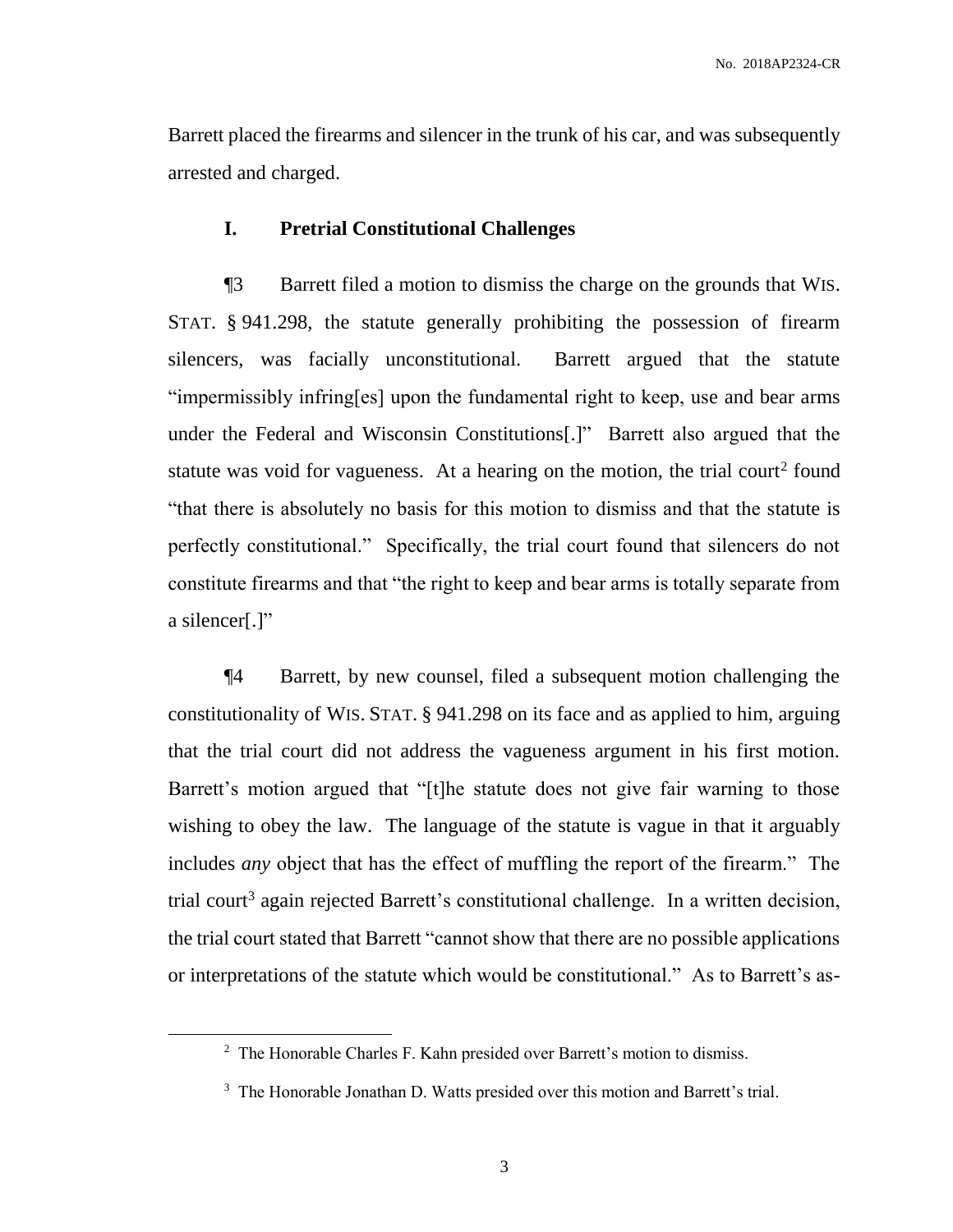Barrett placed the firearms and silencer in the trunk of his car, and was subsequently arrested and charged.

## I. Pretrial Constitutional Challenges

¶3 Barrett filed a motion to dismiss the charge on the grounds that WIS. STAT. § 941.298, the statute generally prohibiting the possession of firearm silencers, was facially unconstitutional. Barrett argued that the statute "impermissibly infring[es] upon the fundamental right to keep, use and bear arms under the Federal and Wisconsin Constitutions[.]" Barrett also argued that the statute was void for vagueness. At a hearing on the motion, the trial court[2] found "that there is absolutely no basis for this motion to dismiss and that the statute is perfectly constitutional." Specifically, the trial court found that silencers do not constitute firearms and that "the right to keep and bear arms is totally separate from a silencer[.]"

¶4 Barrett, by new counsel, filed a subsequent motion challenging the constitutionality of WIS. STAT. § 941.298 on its face and as applied to him, arguing that the trial court did not address the vagueness argument in his first motion. Barrett's motion argued that "[t]he statute does not give fair warning to those wishing to obey the law. The language of the statute is vague in that it arguably includes *any* object that has the effect of muffling the report of the firearm." The trial court[3] again rejected Barrett's constitutional challenge. In a written decision, the trial court stated that Barrett "cannot show that there are no possible applications or interpretations of the statute which would be constitutional." As to Barrett's as-

---

[2] The Honorable Charles F. Kahn presided over Barrett's motion to dismiss.

[3] The Honorable Jonathan D. Watts presided over this motion and Barrett's trial.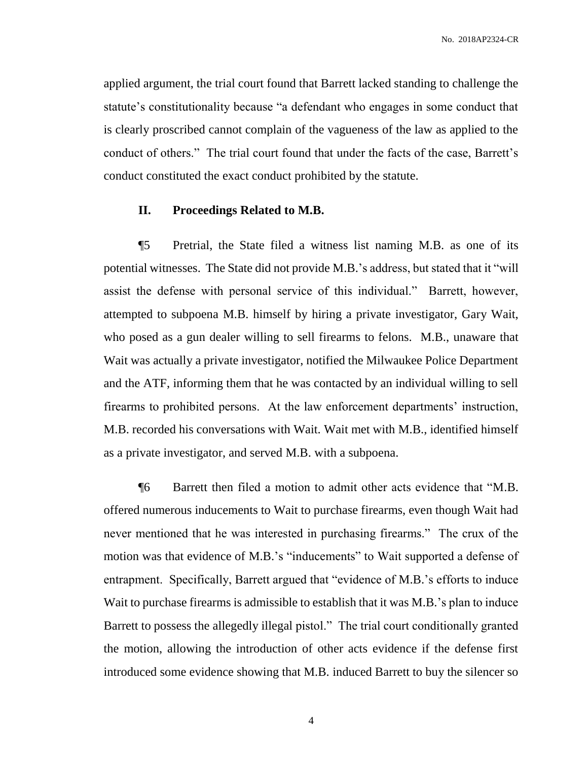applied argument, the trial court found that Barrett lacked standing to challenge the statute's constitutionality because "a defendant who engages in some conduct that is clearly proscribed cannot complain of the vagueness of the law as applied to the conduct of others." The trial court found that under the facts of the case, Barrett's conduct constituted the exact conduct prohibited by the statute.

## II. Proceedings Related to M.B.

¶5 Pretrial, the State filed a witness list naming M.B. as one of its potential witnesses. The State did not provide M.B.'s address, but stated that it "will assist the defense with personal service of this individual." Barrett, however, attempted to subpoena M.B. himself by hiring a private investigator, Gary Wait, who posed as a gun dealer willing to sell firearms to felons. M.B., unaware that Wait was actually a private investigator, notified the Milwaukee Police Department and the ATF, informing them that he was contacted by an individual willing to sell firearms to prohibited persons. At the law enforcement departments' instruction, M.B. recorded his conversations with Wait. Wait met with M.B., identified himself as a private investigator, and served M.B. with a subpoena.

¶6 Barrett then filed a motion to admit other acts evidence that "M.B. offered numerous inducements to Wait to purchase firearms, even though Wait had never mentioned that he was interested in purchasing firearms." The crux of the motion was that evidence of M.B.'s "inducements" to Wait supported a defense of entrapment. Specifically, Barrett argued that "evidence of M.B.'s efforts to induce Wait to purchase firearms is admissible to establish that it was M.B.'s plan to induce Barrett to possess the allegedly illegal pistol." The trial court conditionally granted the motion, allowing the introduction of other acts evidence if the defense first introduced some evidence showing that M.B. induced Barrett to buy the silencer so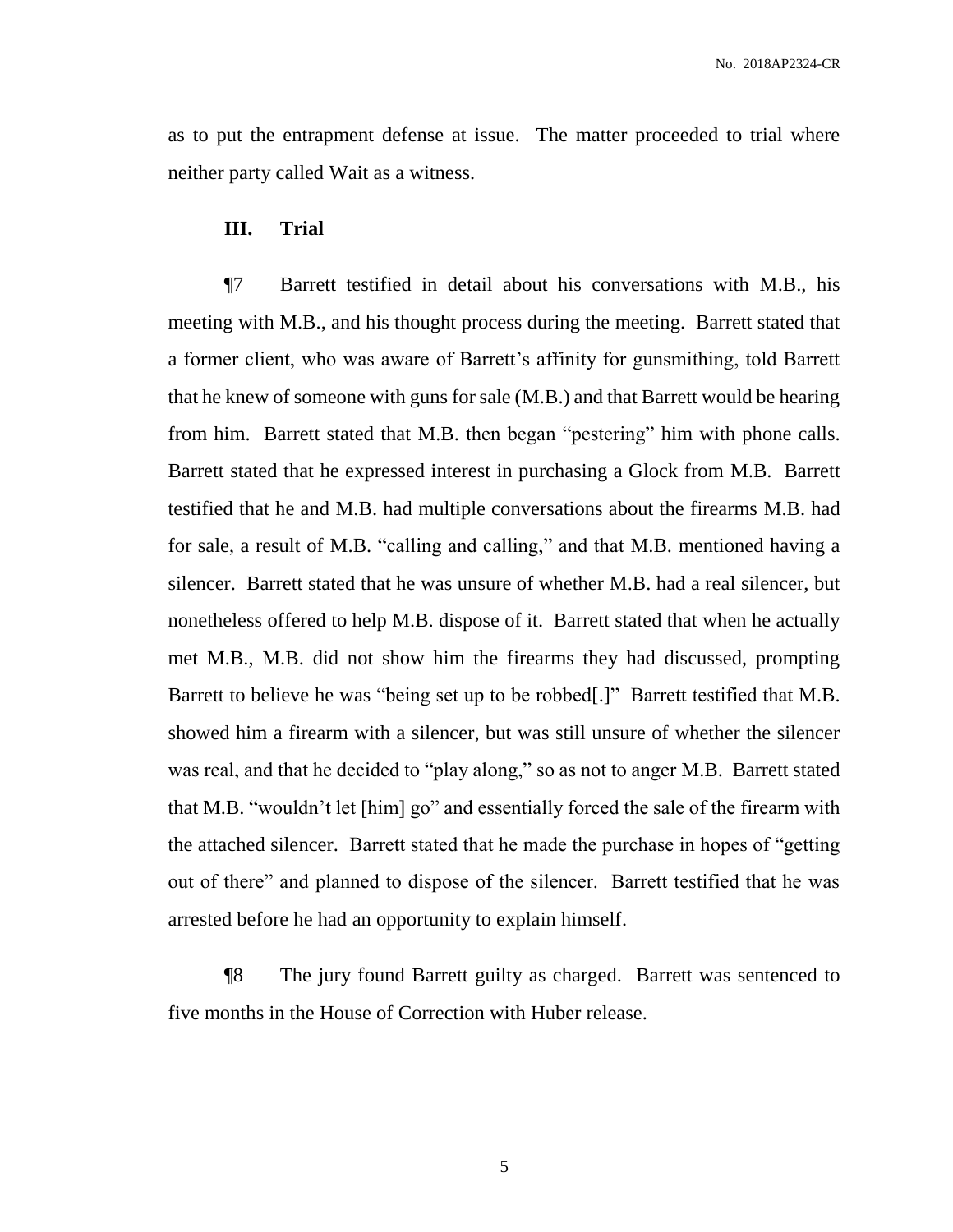as to put the entrapment defense at issue. The matter proceeded to trial where neither party called Wait as a witness.

### III. Trial

¶7 Barrett testified in detail about his conversations with M.B., his meeting with M.B., and his thought process during the meeting. Barrett stated that a former client, who was aware of Barrett's affinity for gunsmithing, told Barrett that he knew of someone with guns for sale (M.B.) and that Barrett would be hearing from him. Barrett stated that M.B. then began "pestering" him with phone calls. Barrett stated that he expressed interest in purchasing a Glock from M.B. Barrett testified that he and M.B. had multiple conversations about the firearms M.B. had for sale, a result of M.B. "calling and calling," and that M.B. mentioned having a silencer. Barrett stated that he was unsure of whether M.B. had a real silencer, but nonetheless offered to help M.B. dispose of it. Barrett stated that when he actually met M.B., M.B. did not show him the firearms they had discussed, prompting Barrett to believe he was "being set up to be robbed[.]" Barrett testified that M.B. showed him a firearm with a silencer, but was still unsure of whether the silencer was real, and that he decided to "play along," so as not to anger M.B. Barrett stated that M.B. "wouldn't let [him] go" and essentially forced the sale of the firearm with the attached silencer. Barrett stated that he made the purchase in hopes of "getting out of there" and planned to dispose of the silencer. Barrett testified that he was arrested before he had an opportunity to explain himself.

¶8 The jury found Barrett guilty as charged. Barrett was sentenced to five months in the House of Correction with Huber release.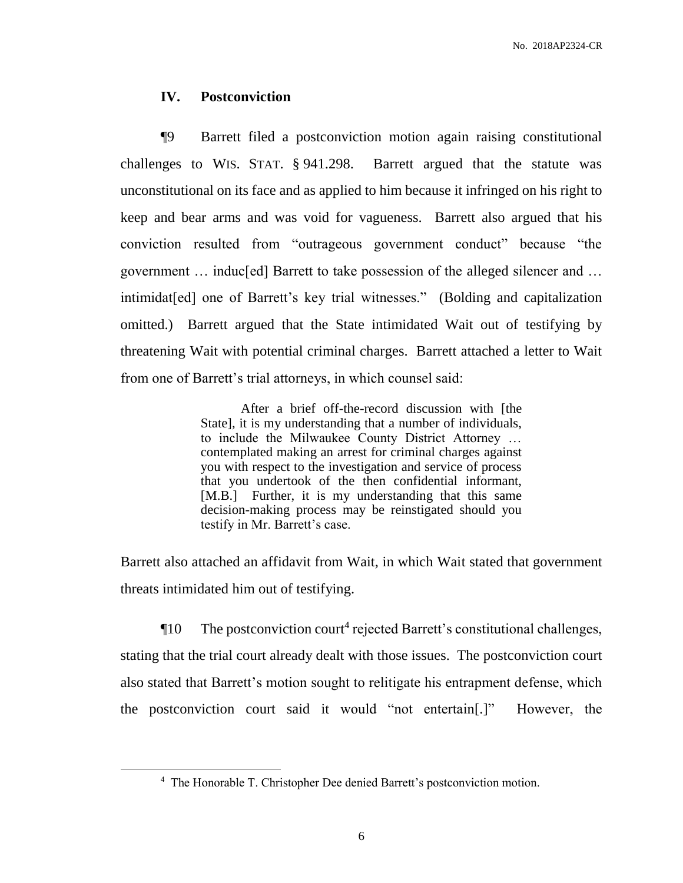## IV. Postconviction

¶9 Barrett filed a postconviction motion again raising constitutional challenges to WIS. STAT. § 941.298. Barrett argued that the statute was unconstitutional on its face and as applied to him because it infringed on his right to keep and bear arms and was void for vagueness. Barrett also argued that his conviction resulted from "outrageous government conduct" because "the government … induc[ed] Barrett to take possession of the alleged silencer and … intimidat[ed] one of Barrett's key trial witnesses." (Bolding and capitalization omitted.) Barrett argued that the State intimidated Wait out of testifying by threatening Wait with potential criminal charges. Barrett attached a letter to Wait from one of Barrett's trial attorneys, in which counsel said:

> After a brief off-the-record discussion with [the State], it is my understanding that a number of individuals, to include the Milwaukee County District Attorney … contemplated making an arrest for criminal charges against you with respect to the investigation and service of process that you undertook of the then confidential informant, [M.B.] Further, it is my understanding that this same decision-making process may be reinstigated should you testify in Mr. Barrett's case.

Barrett also attached an affidavit from Wait, in which Wait stated that government threats intimidated him out of testifying.

¶10 The postconviction court[4] rejected Barrett's constitutional challenges, stating that the trial court already dealt with those issues. The postconviction court also stated that Barrett's motion sought to relitigate his entrapment defense, which the postconviction court said it would "not entertain[.]" However, the

[4] The Honorable T. Christopher Dee denied Barrett's postconviction motion.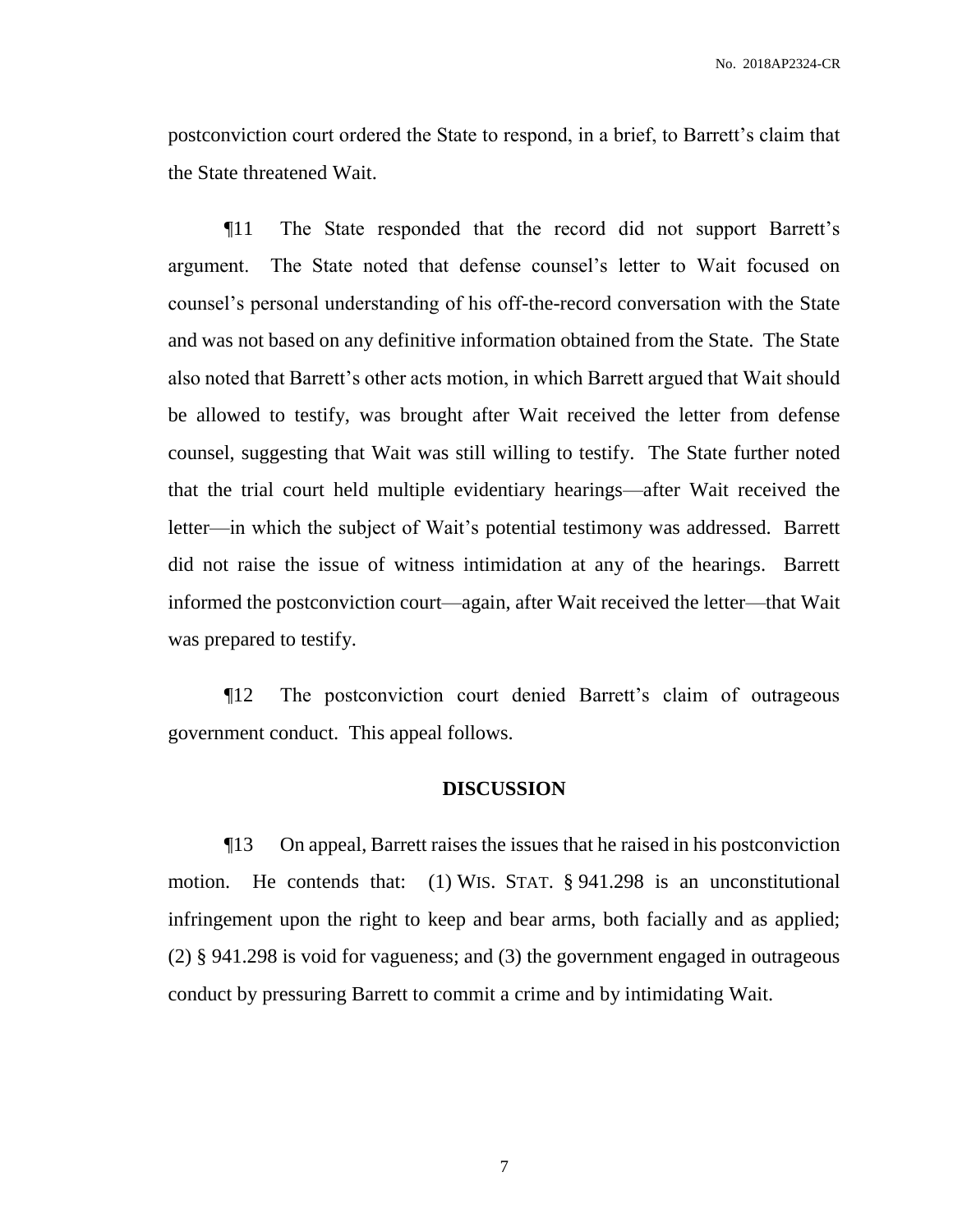postconviction court ordered the State to respond, in a brief, to Barrett's claim that the State threatened Wait.

¶11 The State responded that the record did not support Barrett's argument. The State noted that defense counsel's letter to Wait focused on counsel's personal understanding of his off-the-record conversation with the State and was not based on any definitive information obtained from the State. The State also noted that Barrett's other acts motion, in which Barrett argued that Wait should be allowed to testify, was brought after Wait received the letter from defense counsel, suggesting that Wait was still willing to testify. The State further noted that the trial court held multiple evidentiary hearings—after Wait received the letter—in which the subject of Wait's potential testimony was addressed. Barrett did not raise the issue of witness intimidation at any of the hearings. Barrett informed the postconviction court—again, after Wait received the letter—that Wait was prepared to testify.

¶12 The postconviction court denied Barrett's claim of outrageous government conduct. This appeal follows.

## DISCUSSION

¶13 On appeal, Barrett raises the issues that he raised in his postconviction motion. He contends that: (1) WIS. STAT. § 941.298 is an unconstitutional infringement upon the right to keep and bear arms, both facially and as applied; (2) § 941.298 is void for vagueness; and (3) the government engaged in outrageous conduct by pressuring Barrett to commit a crime and by intimidating Wait.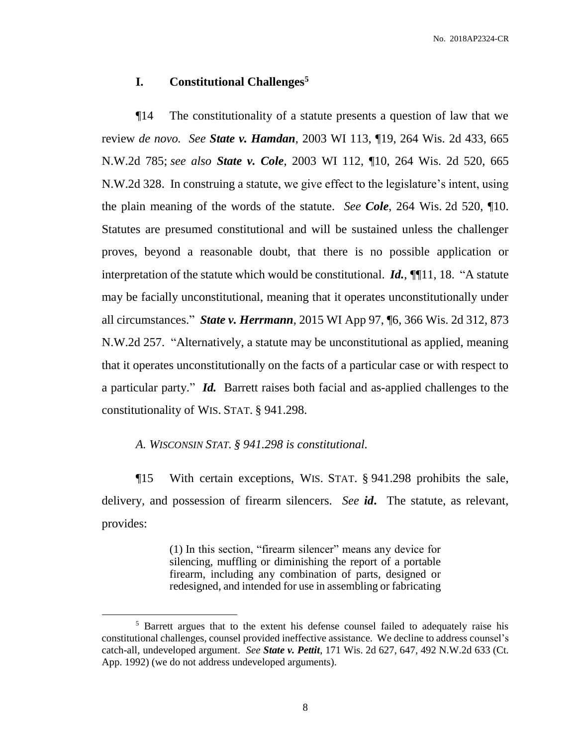## I. Constitutional Challenges[5]

¶14 The constitutionality of a statute presents a question of law that we review *de novo*. *See* ***State v. Hamdan***, 2003 WI 113, ¶19, 264 Wis. 2d 433, 665 N.W.2d 785; *see also* ***State v. Cole***, 2003 WI 112, ¶10, 264 Wis. 2d 520, 665 N.W.2d 328. In construing a statute, we give effect to the legislature's intent, using the plain meaning of the words of the statute. *See* ***Cole***, 264 Wis. 2d 520, ¶10. Statutes are presumed constitutional and will be sustained unless the challenger proves, beyond a reasonable doubt, that there is no possible application or interpretation of the statute which would be constitutional. ***Id.***, ¶¶11, 18. "A statute may be facially unconstitutional, meaning that it operates unconstitutionally under all circumstances." ***State v. Herrmann***, 2015 WI App 97, ¶6, 366 Wis. 2d 312, 873 N.W.2d 257. "Alternatively, a statute may be unconstitutional as applied, meaning that it operates unconstitutionally on the facts of a particular case or with respect to a particular party." ***Id.*** Barrett raises both facial and as-applied challenges to the constitutionality of WIS. STAT. § 941.298.

### *A. WISCONSIN STAT. § 941.298 is constitutional.*

¶15 With certain exceptions, WIS. STAT. § 941.298 prohibits the sale, delivery, and possession of firearm silencers. *See* ***id***. The statute, as relevant, provides:

> (1) In this section, "firearm silencer" means any device for silencing, muffling or diminishing the report of a portable firearm, including any combination of parts, designed or redesigned, and intended for use in assembling or fabricating

---

[5] Barrett argues that to the extent his defense counsel failed to adequately raise his constitutional challenges, counsel provided ineffective assistance. We decline to address counsel's catch-all, undeveloped argument. *See* ***State v. Pettit***, 171 Wis. 2d 627, 647, 492 N.W.2d 633 (Ct. App. 1992) (we do not address undeveloped arguments).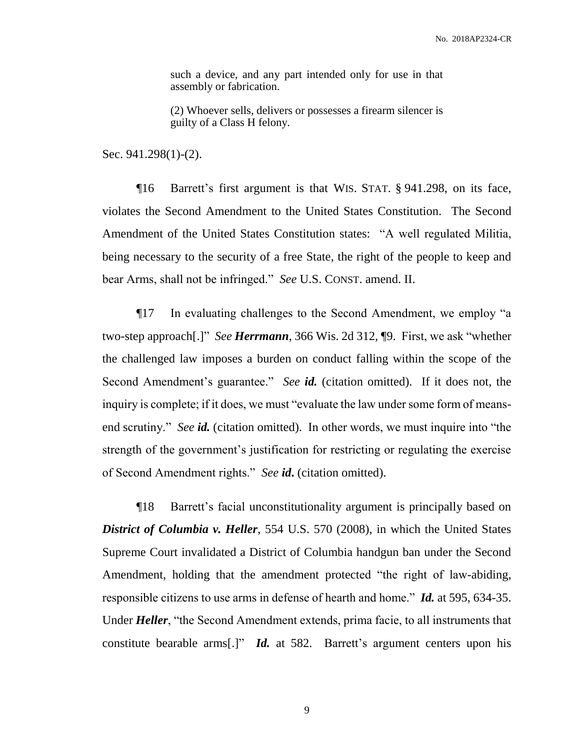> such a device, and any part intended only for use in that assembly or fabrication.
>
> (2) Whoever sells, delivers or possesses a firearm silencer is guilty of a Class H felony.

Sec. 941.298(1)-(2).

¶16 Barrett's first argument is that WIS. STAT. § 941.298, on its face, violates the Second Amendment to the United States Constitution. The Second Amendment of the United States Constitution states: "A well regulated Militia, being necessary to the security of a free State, the right of the people to keep and bear Arms, shall not be infringed." *See* U.S. CONST. amend. II.

¶17 In evaluating challenges to the Second Amendment, we employ "a two-step approach[.]" *See* ***Herrmann***, 366 Wis. 2d 312, ¶9. First, we ask "whether the challenged law imposes a burden on conduct falling within the scope of the Second Amendment's guarantee." *See* ***id.*** (citation omitted). If it does not, the inquiry is complete; if it does, we must "evaluate the law under some form of means-end scrutiny." *See* ***id.*** (citation omitted). In other words, we must inquire into "the strength of the government's justification for restricting or regulating the exercise of Second Amendment rights." *See* ***id*****.** (citation omitted).

¶18 Barrett's facial unconstitutionality argument is principally based on ***District of Columbia v. Heller***, 554 U.S. 570 (2008), in which the United States Supreme Court invalidated a District of Columbia handgun ban under the Second Amendment, holding that the amendment protected "the right of law-abiding, responsible citizens to use arms in defense of hearth and home." ***Id.*** at 595, 634-35. Under ***Heller***, "the Second Amendment extends, prima facie, to all instruments that constitute bearable arms[.]" ***Id.*** at 582. Barrett's argument centers upon his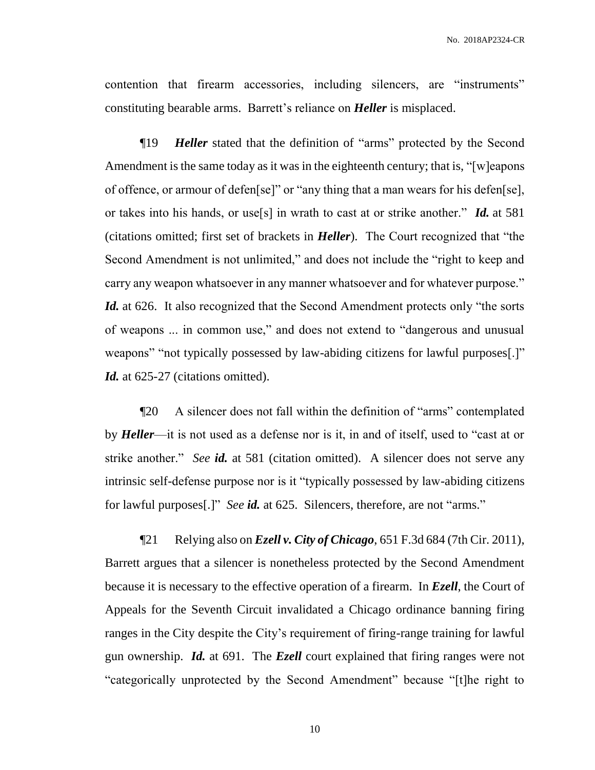contention that firearm accessories, including silencers, are "instruments" constituting bearable arms. Barrett's reliance on ***Heller*** is misplaced.

¶19 ***Heller*** stated that the definition of "arms" protected by the Second Amendment is the same today as it was in the eighteenth century; that is, "[w]eapons of offence, or armour of defen[se]" or "any thing that a man wears for his defen[se], or takes into his hands, or use[s] in wrath to cast at or strike another." ***Id.*** at 581 (citations omitted; first set of brackets in ***Heller***). The Court recognized that "the Second Amendment is not unlimited," and does not include the "right to keep and carry any weapon whatsoever in any manner whatsoever and for whatever purpose." ***Id.*** at 626. It also recognized that the Second Amendment protects only "the sorts of weapons ... in common use," and does not extend to "dangerous and unusual weapons" "not typically possessed by law-abiding citizens for lawful purposes[.]" ***Id.*** at 625-27 (citations omitted).

¶20 A silencer does not fall within the definition of "arms" contemplated by ***Heller***—it is not used as a defense nor is it, in and of itself, used to "cast at or strike another." *See* ***id.*** at 581 (citation omitted). A silencer does not serve any intrinsic self-defense purpose nor is it "typically possessed by law-abiding citizens for lawful purposes[.]" *See* ***id.*** at 625. Silencers, therefore, are not "arms."

¶21 Relying also on ***Ezell v. City of Chicago***, 651 F.3d 684 (7th Cir. 2011), Barrett argues that a silencer is nonetheless protected by the Second Amendment because it is necessary to the effective operation of a firearm. In ***Ezell***, the Court of Appeals for the Seventh Circuit invalidated a Chicago ordinance banning firing ranges in the City despite the City's requirement of firing-range training for lawful gun ownership. ***Id.*** at 691. The ***Ezell*** court explained that firing ranges were not "categorically unprotected by the Second Amendment" because "[t]he right to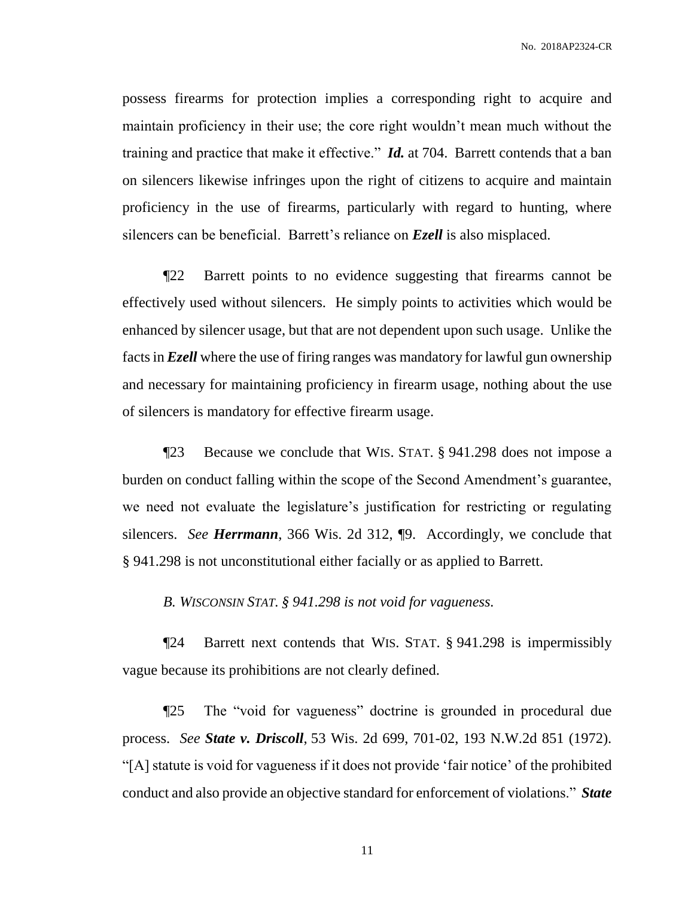possess firearms for protection implies a corresponding right to acquire and maintain proficiency in their use; the core right wouldn't mean much without the training and practice that make it effective." ***Id.*** at 704. Barrett contends that a ban on silencers likewise infringes upon the right of citizens to acquire and maintain proficiency in the use of firearms, particularly with regard to hunting, where silencers can be beneficial. Barrett's reliance on ***Ezell*** is also misplaced.

¶22 Barrett points to no evidence suggesting that firearms cannot be effectively used without silencers. He simply points to activities which would be enhanced by silencer usage, but that are not dependent upon such usage. Unlike the facts in ***Ezell*** where the use of firing ranges was mandatory for lawful gun ownership and necessary for maintaining proficiency in firearm usage, nothing about the use of silencers is mandatory for effective firearm usage.

¶23 Because we conclude that WIS. STAT. § 941.298 does not impose a burden on conduct falling within the scope of the Second Amendment's guarantee, we need not evaluate the legislature's justification for restricting or regulating silencers. *See* ***Herrmann***, 366 Wis. 2d 312, ¶9. Accordingly, we conclude that § 941.298 is not unconstitutional either facially or as applied to Barrett.

*B. WISCONSIN STAT. § 941.298 is not void for vagueness.*

¶24 Barrett next contends that WIS. STAT. § 941.298 is impermissibly vague because its prohibitions are not clearly defined.

¶25 The "void for vagueness" doctrine is grounded in procedural due process. *See* ***State v. Driscoll***, 53 Wis. 2d 699, 701-02, 193 N.W.2d 851 (1972). "[A] statute is void for vagueness if it does not provide 'fair notice' of the prohibited conduct and also provide an objective standard for enforcement of violations." ***State***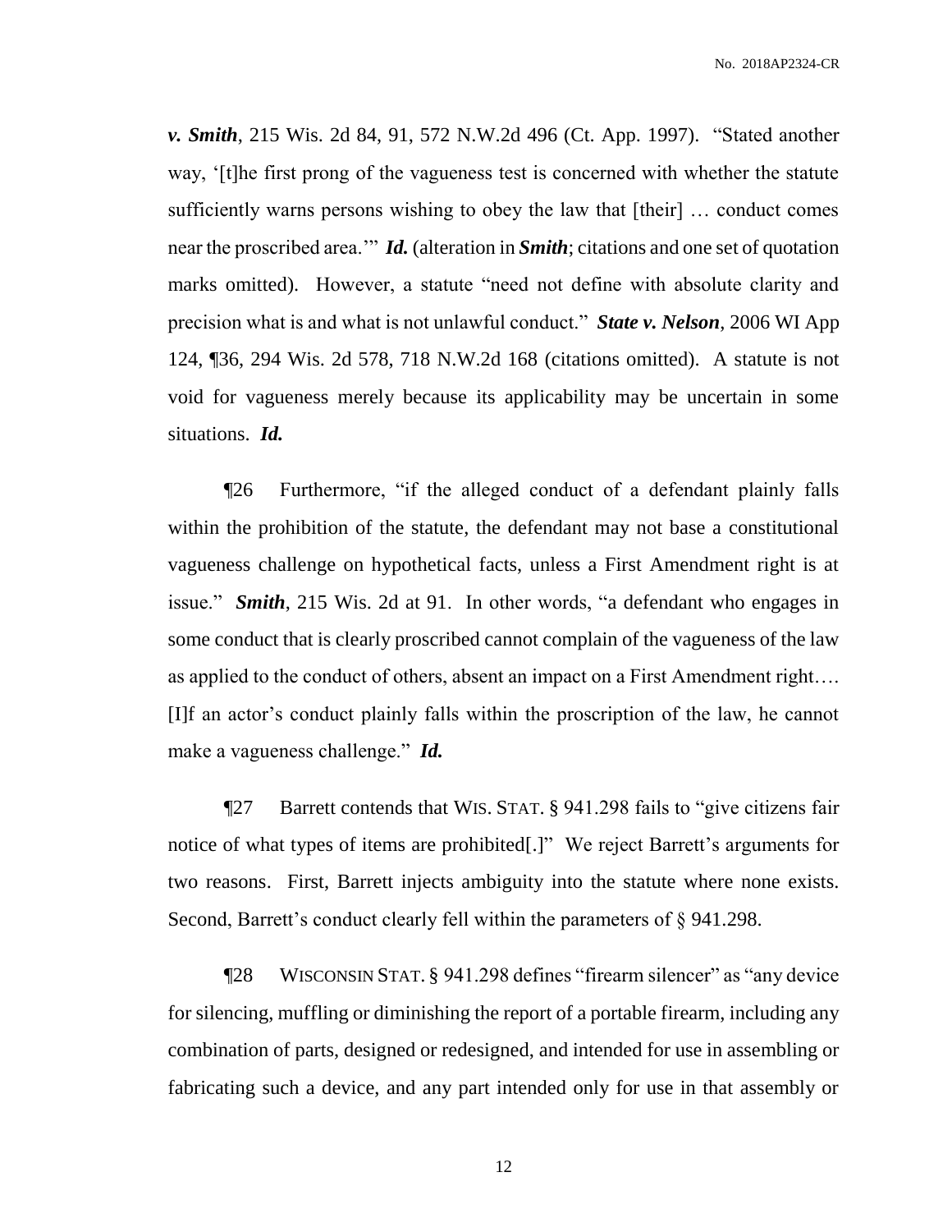***v. Smith***, 215 Wis. 2d 84, 91, 572 N.W.2d 496 (Ct. App. 1997). "Stated another way, '[t]he first prong of the vagueness test is concerned with whether the statute sufficiently warns persons wishing to obey the law that [their] … conduct comes near the proscribed area.'" ***Id.*** (alteration in ***Smith***; citations and one set of quotation marks omitted). However, a statute "need not define with absolute clarity and precision what is and what is not unlawful conduct." ***State v. Nelson***, 2006 WI App 124, ¶36, 294 Wis. 2d 578, 718 N.W.2d 168 (citations omitted). A statute is not void for vagueness merely because its applicability may be uncertain in some situations. ***Id.***

¶26 Furthermore, "if the alleged conduct of a defendant plainly falls within the prohibition of the statute, the defendant may not base a constitutional vagueness challenge on hypothetical facts, unless a First Amendment right is at issue." ***Smith***, 215 Wis. 2d at 91. In other words, "a defendant who engages in some conduct that is clearly proscribed cannot complain of the vagueness of the law as applied to the conduct of others, absent an impact on a First Amendment right…. [I]f an actor's conduct plainly falls within the proscription of the law, he cannot make a vagueness challenge." ***Id.***

¶27 Barrett contends that WIS. STAT. § 941.298 fails to "give citizens fair notice of what types of items are prohibited[.]" We reject Barrett's arguments for two reasons. First, Barrett injects ambiguity into the statute where none exists. Second, Barrett's conduct clearly fell within the parameters of § 941.298.

¶28 WISCONSIN STAT. § 941.298 defines "firearm silencer" as "any device for silencing, muffling or diminishing the report of a portable firearm, including any combination of parts, designed or redesigned, and intended for use in assembling or fabricating such a device, and any part intended only for use in that assembly or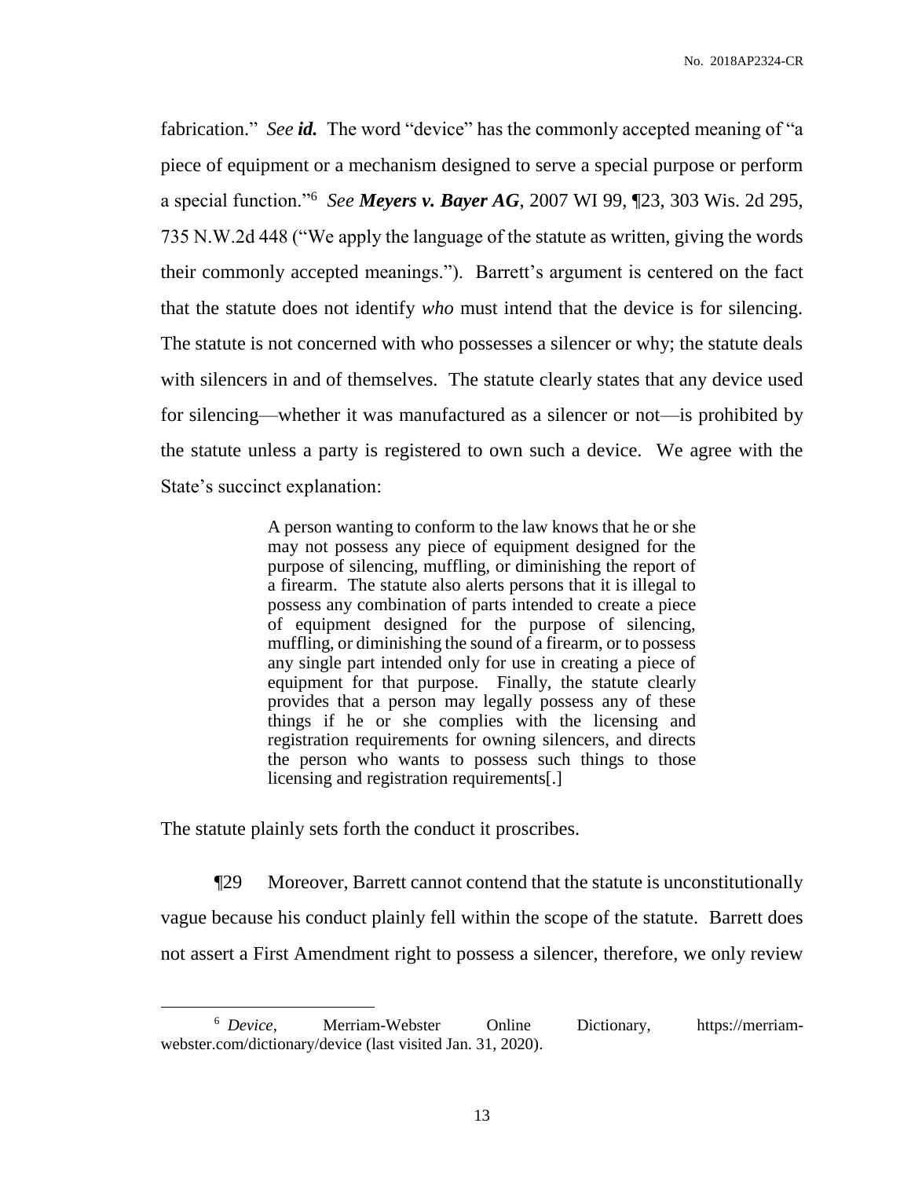fabrication." *See **id.*** The word "device" has the commonly accepted meaning of "a piece of equipment or a mechanism designed to serve a special purpose or perform a special function."[6] *See **Meyers v. Bayer AG***, 2007 WI 99, ¶23, 303 Wis. 2d 295, 735 N.W.2d 448 ("We apply the language of the statute as written, giving the words their commonly accepted meanings."). Barrett's argument is centered on the fact that the statute does not identify *who* must intend that the device is for silencing. The statute is not concerned with who possesses a silencer or why; the statute deals with silencers in and of themselves. The statute clearly states that any device used for silencing—whether it was manufactured as a silencer or not—is prohibited by the statute unless a party is registered to own such a device. We agree with the State's succinct explanation:

> A person wanting to conform to the law knows that he or she may not possess any piece of equipment designed for the purpose of silencing, muffling, or diminishing the report of a firearm. The statute also alerts persons that it is illegal to possess any combination of parts intended to create a piece of equipment designed for the purpose of silencing, muffling, or diminishing the sound of a firearm, or to possess any single part intended only for use in creating a piece of equipment for that purpose. Finally, the statute clearly provides that a person may legally possess any of these things if he or she complies with the licensing and registration requirements for owning silencers, and directs the person who wants to possess such things to those licensing and registration requirements[.]

The statute plainly sets forth the conduct it proscribes.

¶29 Moreover, Barrett cannot contend that the statute is unconstitutionally vague because his conduct plainly fell within the scope of the statute. Barrett does not assert a First Amendment right to possess a silencer, therefore, we only review

---

[6] *Device*, Merriam-Webster Online Dictionary, https://merriam-webster.com/dictionary/device (last visited Jan. 31, 2020).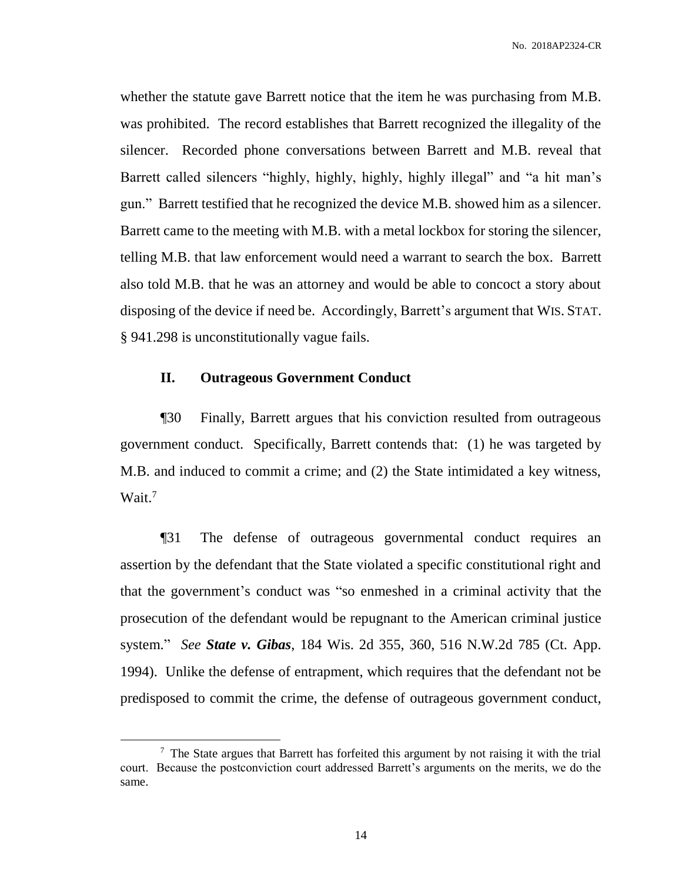whether the statute gave Barrett notice that the item he was purchasing from M.B. was prohibited. The record establishes that Barrett recognized the illegality of the silencer. Recorded phone conversations between Barrett and M.B. reveal that Barrett called silencers "highly, highly, highly, highly illegal" and "a hit man's gun." Barrett testified that he recognized the device M.B. showed him as a silencer. Barrett came to the meeting with M.B. with a metal lockbox for storing the silencer, telling M.B. that law enforcement would need a warrant to search the box. Barrett also told M.B. that he was an attorney and would be able to concoct a story about disposing of the device if need be. Accordingly, Barrett's argument that WIS. STAT. § 941.298 is unconstitutionally vague fails.

## II. Outrageous Government Conduct

¶30 Finally, Barrett argues that his conviction resulted from outrageous government conduct. Specifically, Barrett contends that: (1) he was targeted by M.B. and induced to commit a crime; and (2) the State intimidated a key witness, Wait.[7]

¶31 The defense of outrageous governmental conduct requires an assertion by the defendant that the State violated a specific constitutional right and that the government's conduct was "so enmeshed in a criminal activity that the prosecution of the defendant would be repugnant to the American criminal justice system." *See* ***State v. Gibas***, 184 Wis. 2d 355, 360, 516 N.W.2d 785 (Ct. App. 1994). Unlike the defense of entrapment, which requires that the defendant not be predisposed to commit the crime, the defense of outrageous government conduct,

---

[7] The State argues that Barrett has forfeited this argument by not raising it with the trial court. Because the postconviction court addressed Barrett's arguments on the merits, we do the same.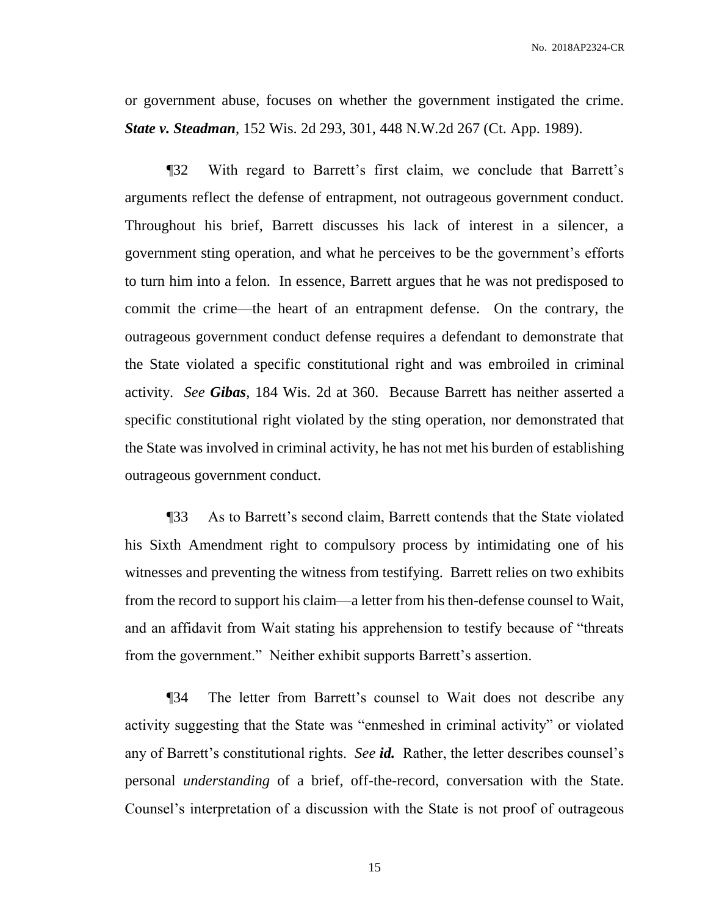or government abuse, focuses on whether the government instigated the crime. ***State v. Steadman***, 152 Wis. 2d 293, 301, 448 N.W.2d 267 (Ct. App. 1989).

¶32 With regard to Barrett's first claim, we conclude that Barrett's arguments reflect the defense of entrapment, not outrageous government conduct. Throughout his brief, Barrett discusses his lack of interest in a silencer, a government sting operation, and what he perceives to be the government's efforts to turn him into a felon. In essence, Barrett argues that he was not predisposed to commit the crime—the heart of an entrapment defense. On the contrary, the outrageous government conduct defense requires a defendant to demonstrate that the State violated a specific constitutional right and was embroiled in criminal activity. *See* ***Gibas***, 184 Wis. 2d at 360. Because Barrett has neither asserted a specific constitutional right violated by the sting operation, nor demonstrated that the State was involved in criminal activity, he has not met his burden of establishing outrageous government conduct.

¶33 As to Barrett's second claim, Barrett contends that the State violated his Sixth Amendment right to compulsory process by intimidating one of his witnesses and preventing the witness from testifying. Barrett relies on two exhibits from the record to support his claim—a letter from his then-defense counsel to Wait, and an affidavit from Wait stating his apprehension to testify because of "threats from the government." Neither exhibit supports Barrett's assertion.

¶34 The letter from Barrett's counsel to Wait does not describe any activity suggesting that the State was "enmeshed in criminal activity" or violated any of Barrett's constitutional rights. *See* ***id.*** Rather, the letter describes counsel's personal *understanding* of a brief, off-the-record, conversation with the State. Counsel's interpretation of a discussion with the State is not proof of outrageous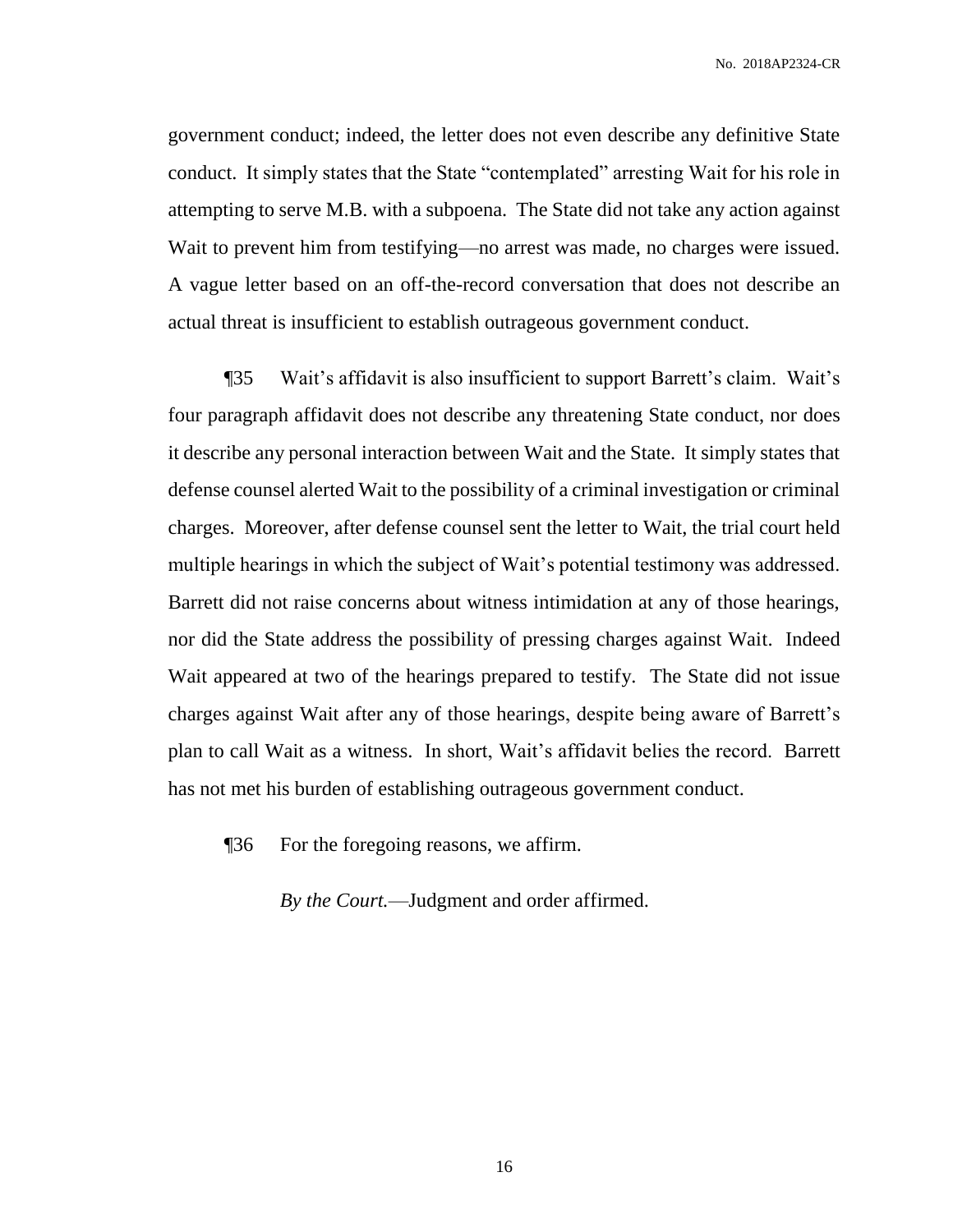government conduct; indeed, the letter does not even describe any definitive State conduct. It simply states that the State "contemplated" arresting Wait for his role in attempting to serve M.B. with a subpoena. The State did not take any action against Wait to prevent him from testifying—no arrest was made, no charges were issued. A vague letter based on an off-the-record conversation that does not describe an actual threat is insufficient to establish outrageous government conduct.

¶35 Wait's affidavit is also insufficient to support Barrett's claim. Wait's four paragraph affidavit does not describe any threatening State conduct, nor does it describe any personal interaction between Wait and the State. It simply states that defense counsel alerted Wait to the possibility of a criminal investigation or criminal charges. Moreover, after defense counsel sent the letter to Wait, the trial court held multiple hearings in which the subject of Wait's potential testimony was addressed. Barrett did not raise concerns about witness intimidation at any of those hearings, nor did the State address the possibility of pressing charges against Wait. Indeed Wait appeared at two of the hearings prepared to testify. The State did not issue charges against Wait after any of those hearings, despite being aware of Barrett's plan to call Wait as a witness. In short, Wait's affidavit belies the record. Barrett has not met his burden of establishing outrageous government conduct.

¶36 For the foregoing reasons, we affirm.

*By the Court.*—Judgment and order affirmed.